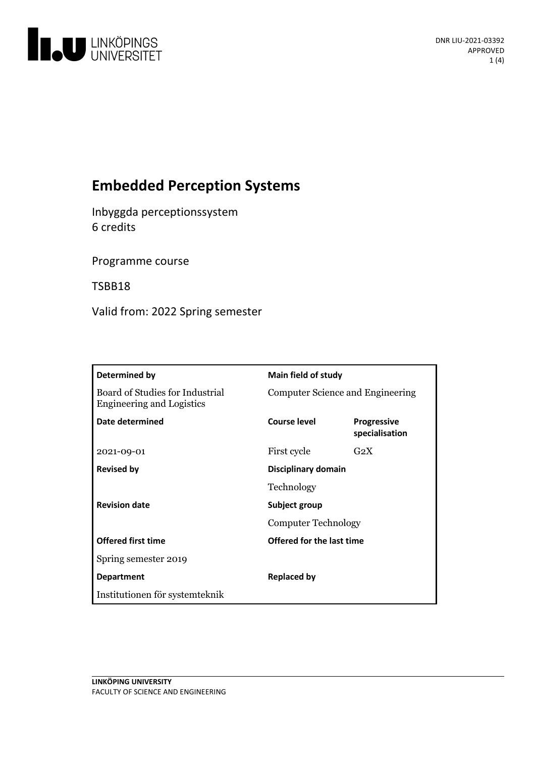DNR LIU-2021-03392
APPROVED

# Embedded Perception Systems

Inbyggda perceptionssystem
6 credits

Programme course

TSBB18

Valid from: 2022 Spring semester

| Determined by | Main field of study | |
|---|---|---|
| Board of Studies for Industrial Engineering and Logistics | Computer Science and Engineering | |
| **Date determined** | **Course level** | **Progressive specialisation** |
| 2021-09-01 | First cycle | G2X |
| **Revised by** | **Disciplinary domain** | |
| | Technology | |
| **Revision date** | **Subject group** | |
| | Computer Technology | |
| **Offered first time** | **Offered for the last time** | |
| Spring semester 2019 | | |
| **Department** | **Replaced by** | |
| Institutionen för systemteknik | | |

**LINKÖPING UNIVERSITY**
FACULTY OF SCIENCE AND ENGINEERING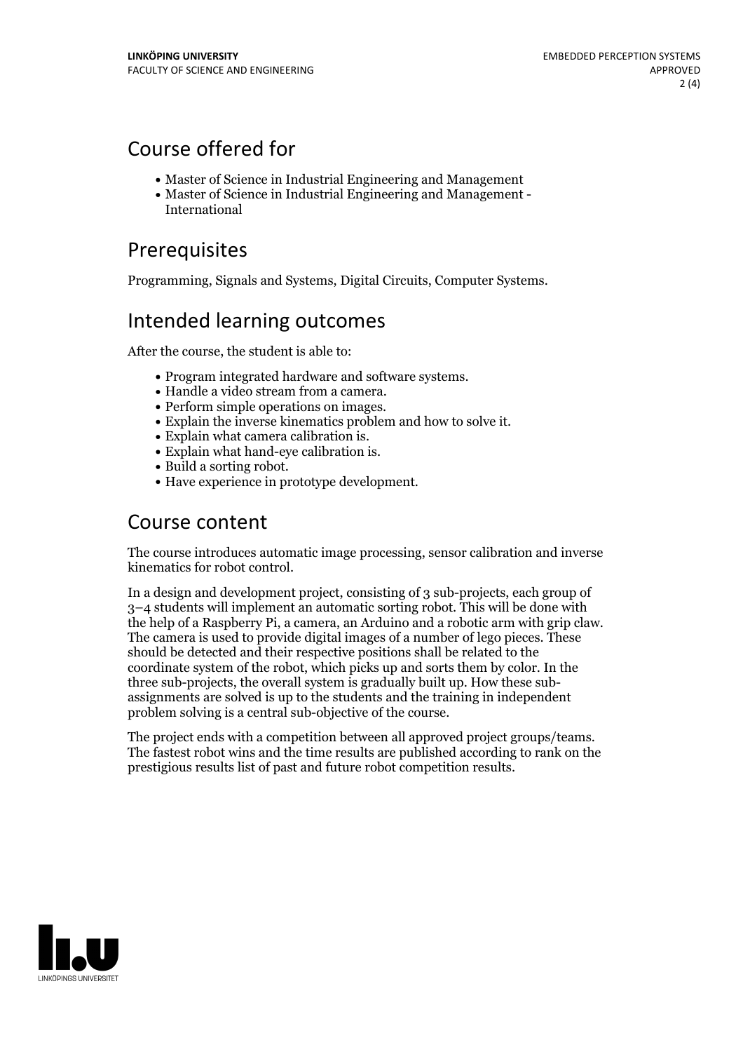## Course offered for

- Master of Science in Industrial Engineering and Management
- Master of Science in Industrial Engineering and Management - International

## Prerequisites

Programming, Signals and Systems, Digital Circuits, Computer Systems.

## Intended learning outcomes

After the course, the student is able to:

- Program integrated hardware and software systems.
- Handle a video stream from a camera.
- Perform simple operations on images.
- Explain the inverse kinematics problem and how to solve it.
- Explain what camera calibration is.
- Explain what hand-eye calibration is.
- Build a sorting robot.
- Have experience in prototype development.

## Course content

The course introduces automatic image processing, sensor calibration and inverse kinematics for robot control.

In a design and development project, consisting of 3 sub-projects, each group of 3–4 students will implement an automatic sorting robot. This will be done with the help of a Raspberry Pi, a camera, an Arduino and a robotic arm with grip claw. The camera is used to provide digital images of a number of lego pieces. These should be detected and their respective positions shall be related to the coordinate system of the robot, which picks up and sorts them by color. In the three sub-projects, the overall system is gradually built up. How these sub-assignments are solved is up to the students and the training in independent problem solving is a central sub-objective of the course.

The project ends with a competition between all approved project groups/teams. The fastest robot wins and the time results are published according to rank on the prestigious results list of past and future robot competition results.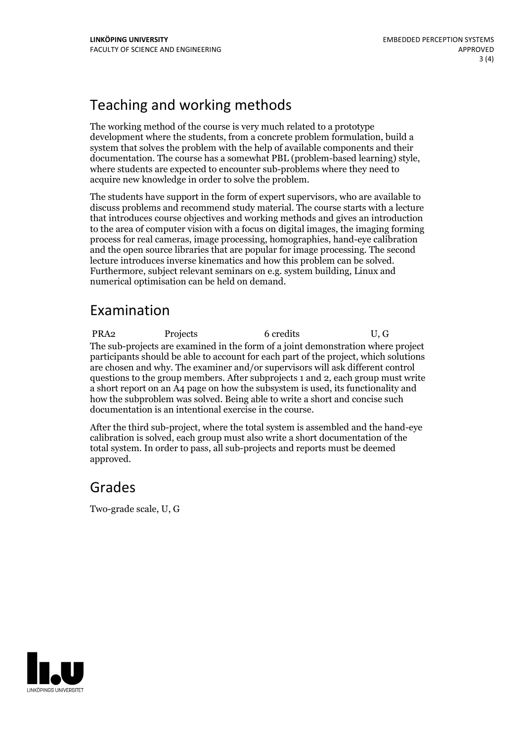## Teaching and working methods

The working method of the course is very much related to a prototype development where the students, from a concrete problem formulation, build a system that solves the problem with the help of available components and their documentation. The course has a somewhat PBL (problem-based learning) style, where students are expected to encounter sub-problems where they need to acquire new knowledge in order to solve the problem.

The students have support in the form of expert supervisors, who are available to discuss problems and recommend study material. The course starts with a lecture that introduces course objectives and working methods and gives an introduction to the area of computer vision with a focus on digital images, the imaging forming process for real cameras, image processing, homographies, hand-eye calibration and the open source libraries that are popular for image processing. The second lecture introduces inverse kinematics and how this problem can be solved. Furthermore, subject relevant seminars on e.g. system building, Linux and numerical optimisation can be held on demand.

## Examination

| PRA2 | Projects | 6 credits | U, G |
|---|---|---|---|

The sub-projects are examined in the form of a joint demonstration where project participants should be able to account for each part of the project, which solutions are chosen and why. The examiner and/or supervisors will ask different control questions to the group members. After subprojects 1 and 2, each group must write a short report on an A4 page on how the subsystem is used, its functionality and how the subproblem was solved. Being able to write a short and concise such documentation is an intentional exercise in the course.

After the third sub-project, where the total system is assembled and the hand-eye calibration is solved, each group must also write a short documentation of the total system. In order to pass, all sub-projects and reports must be deemed approved.

## Grades

Two-grade scale, U, G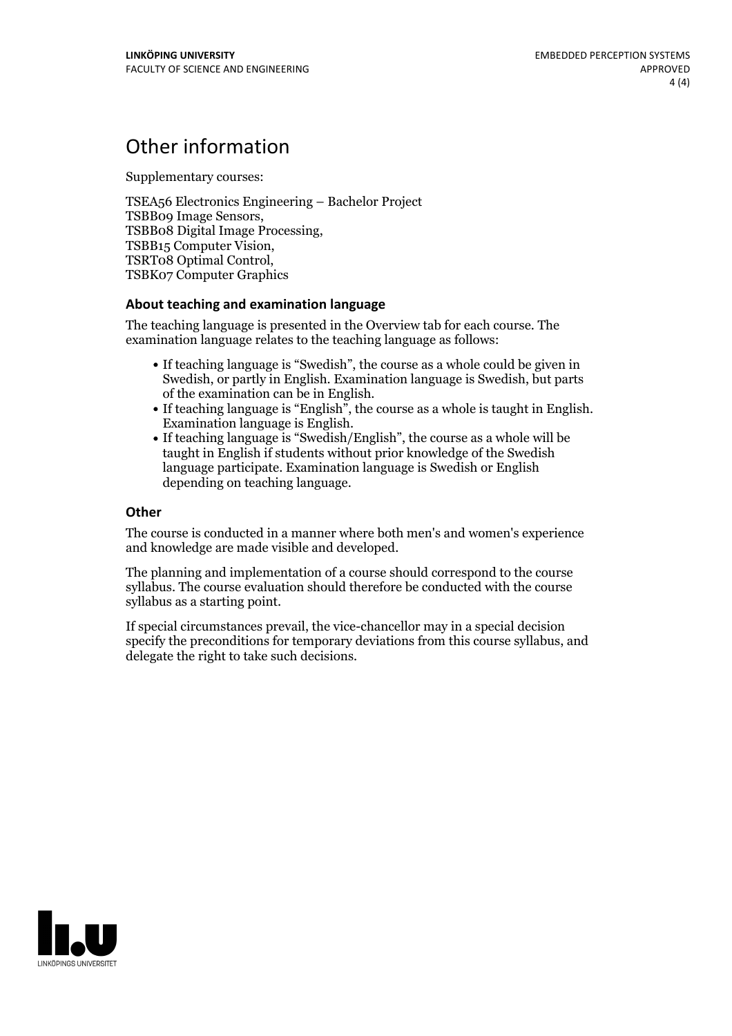# Other information

Supplementary courses:

TSEA56 Electronics Engineering – Bachelor Project
TSBB09 Image Sensors,
TSBB08 Digital Image Processing,
TSBB15 Computer Vision,
TSRT08 Optimal Control,
TSBK07 Computer Graphics

### About teaching and examination language

The teaching language is presented in the Overview tab for each course. The examination language relates to the teaching language as follows:

- If teaching language is "Swedish", the course as a whole could be given in Swedish, or partly in English. Examination language is Swedish, but parts of the examination can be in English.
- If teaching language is "English", the course as a whole is taught in English. Examination language is English.
- If teaching language is "Swedish/English", the course as a whole will be taught in English if students without prior knowledge of the Swedish language participate. Examination language is Swedish or English depending on teaching language.

### Other

The course is conducted in a manner where both men's and women's experience and knowledge are made visible and developed.

The planning and implementation of a course should correspond to the course syllabus. The course evaluation should therefore be conducted with the course syllabus as a starting point.

If special circumstances prevail, the vice-chancellor may in a special decision specify the preconditions for temporary deviations from this course syllabus, and delegate the right to take such decisions.